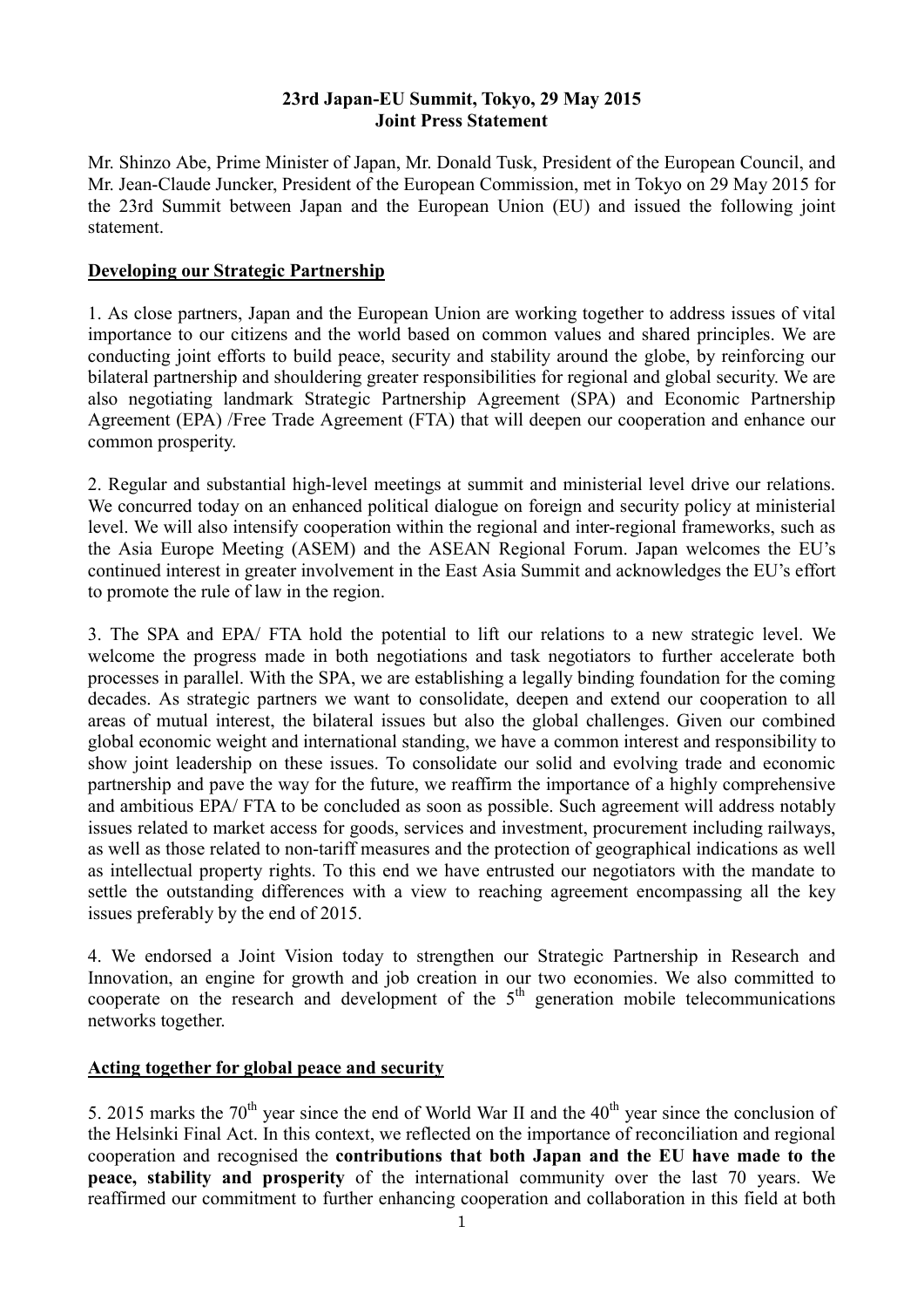**23rd Japan-EU Summit, Tokyo, 29 May 2015**
**Joint Press Statement**

Mr. Shinzo Abe, Prime Minister of Japan, Mr. Donald Tusk, President of the European Council, and Mr. Jean-Claude Juncker, President of the European Commission, met in Tokyo on 29 May 2015 for the 23rd Summit between Japan and the European Union (EU) and issued the following joint statement.

## Developing our Strategic Partnership

1. As close partners, Japan and the European Union are working together to address issues of vital importance to our citizens and the world based on common values and shared principles. We are conducting joint efforts to build peace, security and stability around the globe, by reinforcing our bilateral partnership and shouldering greater responsibilities for regional and global security. We are also negotiating landmark Strategic Partnership Agreement (SPA) and Economic Partnership Agreement (EPA) /Free Trade Agreement (FTA) that will deepen our cooperation and enhance our common prosperity.

2. Regular and substantial high-level meetings at summit and ministerial level drive our relations. We concurred today on an enhanced political dialogue on foreign and security policy at ministerial level. We will also intensify cooperation within the regional and inter-regional frameworks, such as the Asia Europe Meeting (ASEM) and the ASEAN Regional Forum. Japan welcomes the EU's continued interest in greater involvement in the East Asia Summit and acknowledges the EU's effort to promote the rule of law in the region.

3. The SPA and EPA/ FTA hold the potential to lift our relations to a new strategic level. We welcome the progress made in both negotiations and task negotiators to further accelerate both processes in parallel. With the SPA, we are establishing a legally binding foundation for the coming decades. As strategic partners we want to consolidate, deepen and extend our cooperation to all areas of mutual interest, the bilateral issues but also the global challenges. Given our combined global economic weight and international standing, we have a common interest and responsibility to show joint leadership on these issues. To consolidate our solid and evolving trade and economic partnership and pave the way for the future, we reaffirm the importance of a highly comprehensive and ambitious EPA/ FTA to be concluded as soon as possible. Such agreement will address notably issues related to market access for goods, services and investment, procurement including railways, as well as those related to non-tariff measures and the protection of geographical indications as well as intellectual property rights. To this end we have entrusted our negotiators with the mandate to settle the outstanding differences with a view to reaching agreement encompassing all the key issues preferably by the end of 2015.

4. We endorsed a Joint Vision today to strengthen our Strategic Partnership in Research and Innovation, an engine for growth and job creation in our two economies. We also committed to cooperate on the research and development of the 5th generation mobile telecommunications networks together.

## Acting together for global peace and security

5. 2015 marks the 70th year since the end of World War II and the 40th year since the conclusion of the Helsinki Final Act. In this context, we reflected on the importance of reconciliation and regional cooperation and recognised the **contributions that both Japan and the EU have made to the peace, stability and prosperity** of the international community over the last 70 years. We reaffirmed our commitment to further enhancing cooperation and collaboration in this field at both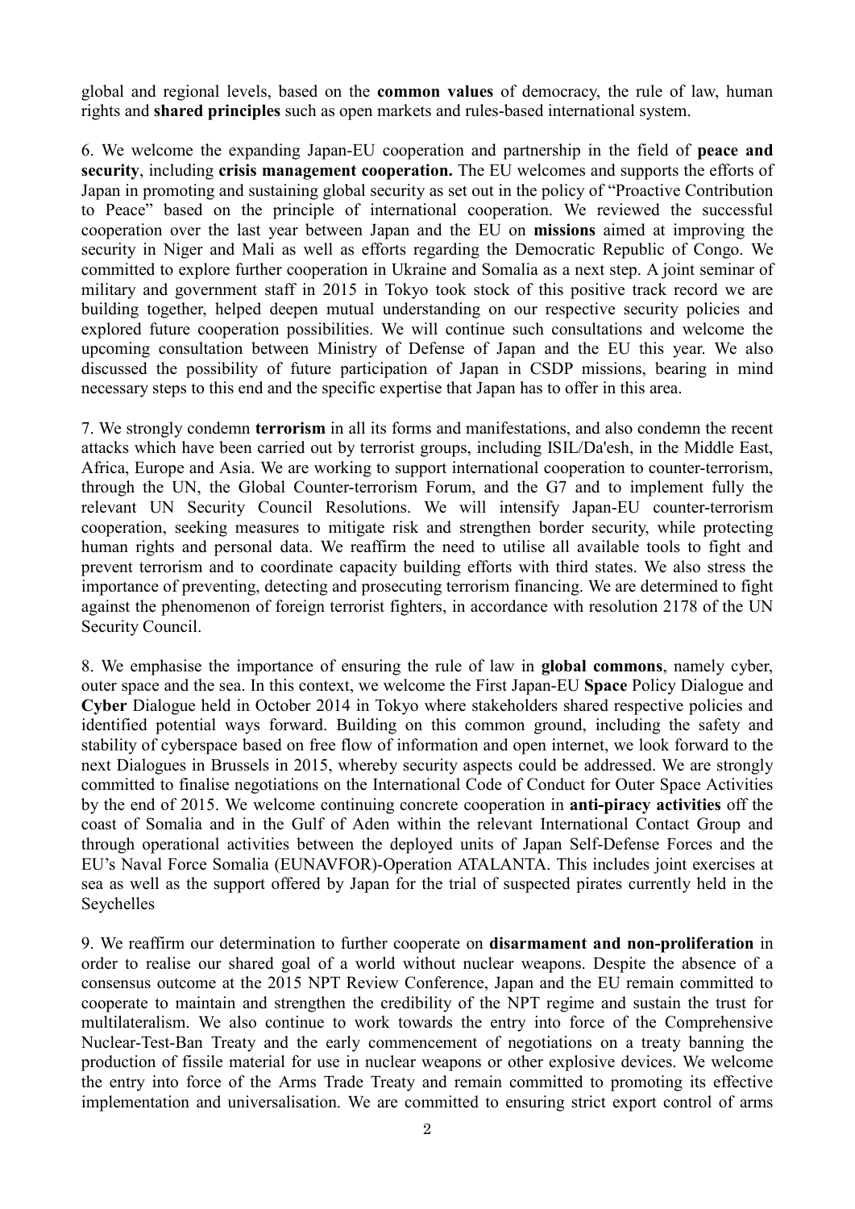global and regional levels, based on the **common values** of democracy, the rule of law, human rights and **shared principles** such as open markets and rules-based international system.

6. We welcome the expanding Japan-EU cooperation and partnership in the field of **peace and security**, including **crisis management cooperation.** The EU welcomes and supports the efforts of Japan in promoting and sustaining global security as set out in the policy of "Proactive Contribution to Peace" based on the principle of international cooperation. We reviewed the successful cooperation over the last year between Japan and the EU on **missions** aimed at improving the security in Niger and Mali as well as efforts regarding the Democratic Republic of Congo. We committed to explore further cooperation in Ukraine and Somalia as a next step. A joint seminar of military and government staff in 2015 in Tokyo took stock of this positive track record we are building together, helped deepen mutual understanding on our respective security policies and explored future cooperation possibilities. We will continue such consultations and welcome the upcoming consultation between Ministry of Defense of Japan and the EU this year. We also discussed the possibility of future participation of Japan in CSDP missions, bearing in mind necessary steps to this end and the specific expertise that Japan has to offer in this area.

7. We strongly condemn **terrorism** in all its forms and manifestations, and also condemn the recent attacks which have been carried out by terrorist groups, including ISIL/Da'esh, in the Middle East, Africa, Europe and Asia. We are working to support international cooperation to counter-terrorism, through the UN, the Global Counter-terrorism Forum, and the G7 and to implement fully the relevant UN Security Council Resolutions. We will intensify Japan-EU counter-terrorism cooperation, seeking measures to mitigate risk and strengthen border security, while protecting human rights and personal data. We reaffirm the need to utilise all available tools to fight and prevent terrorism and to coordinate capacity building efforts with third states. We also stress the importance of preventing, detecting and prosecuting terrorism financing. We are determined to fight against the phenomenon of foreign terrorist fighters, in accordance with resolution 2178 of the UN Security Council.

8. We emphasise the importance of ensuring the rule of law in **global commons**, namely cyber, outer space and the sea. In this context, we welcome the First Japan-EU **Space** Policy Dialogue and **Cyber** Dialogue held in October 2014 in Tokyo where stakeholders shared respective policies and identified potential ways forward. Building on this common ground, including the safety and stability of cyberspace based on free flow of information and open internet, we look forward to the next Dialogues in Brussels in 2015, whereby security aspects could be addressed. We are strongly committed to finalise negotiations on the International Code of Conduct for Outer Space Activities by the end of 2015. We welcome continuing concrete cooperation in **anti-piracy activities** off the coast of Somalia and in the Gulf of Aden within the relevant International Contact Group and through operational activities between the deployed units of Japan Self-Defense Forces and the EU's Naval Force Somalia (EUNAVFOR)-Operation ATALANTA. This includes joint exercises at sea as well as the support offered by Japan for the trial of suspected pirates currently held in the Seychelles

9. We reaffirm our determination to further cooperate on **disarmament and non-proliferation** in order to realise our shared goal of a world without nuclear weapons. Despite the absence of a consensus outcome at the 2015 NPT Review Conference, Japan and the EU remain committed to cooperate to maintain and strengthen the credibility of the NPT regime and sustain the trust for multilateralism. We also continue to work towards the entry into force of the Comprehensive Nuclear-Test-Ban Treaty and the early commencement of negotiations on a treaty banning the production of fissile material for use in nuclear weapons or other explosive devices. We welcome the entry into force of the Arms Trade Treaty and remain committed to promoting its effective implementation and universalisation. We are committed to ensuring strict export control of arms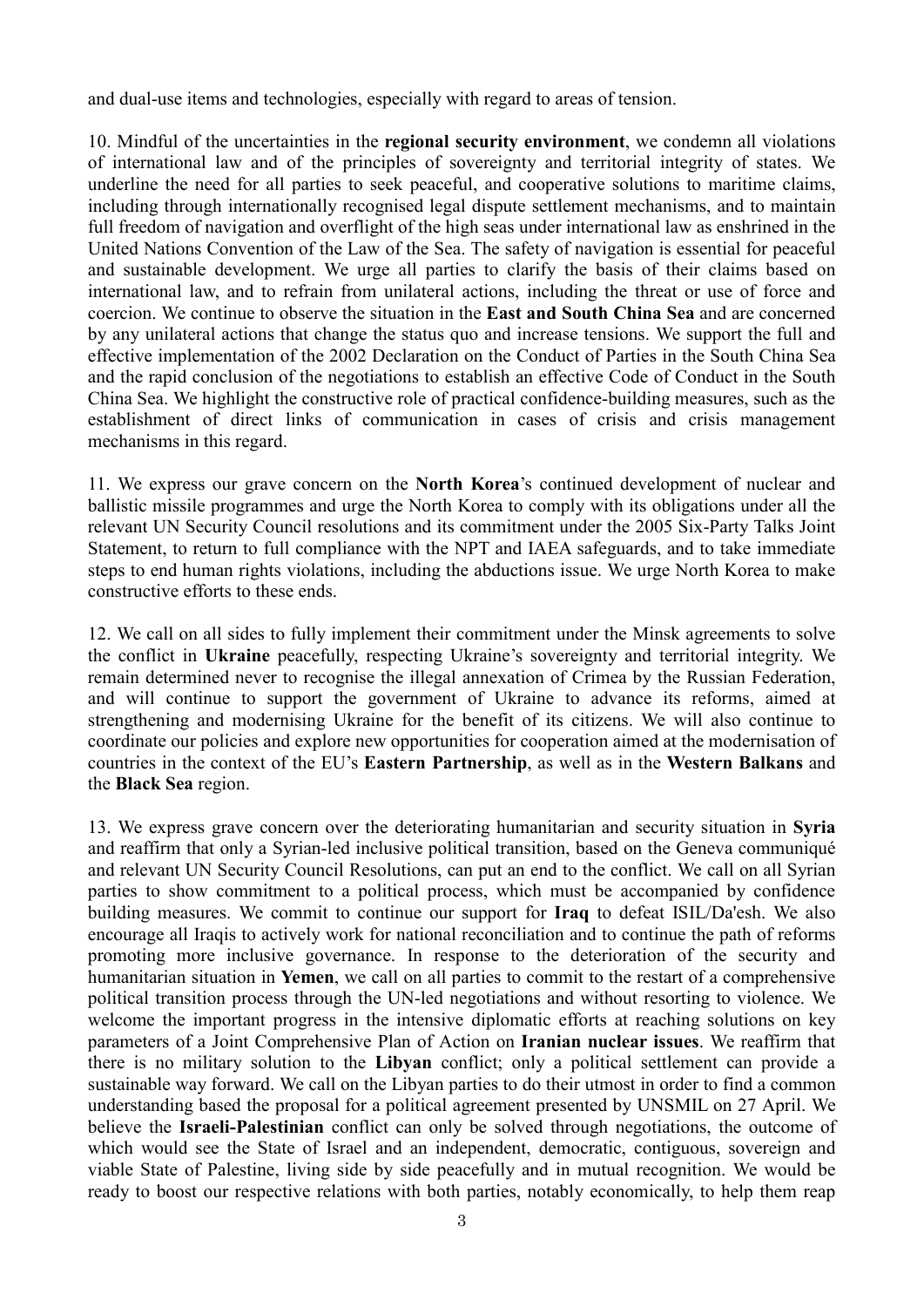and dual-use items and technologies, especially with regard to areas of tension.

10. Mindful of the uncertainties in the **regional security environment**, we condemn all violations of international law and of the principles of sovereignty and territorial integrity of states. We underline the need for all parties to seek peaceful, and cooperative solutions to maritime claims, including through internationally recognised legal dispute settlement mechanisms, and to maintain full freedom of navigation and overflight of the high seas under international law as enshrined in the United Nations Convention of the Law of the Sea. The safety of navigation is essential for peaceful and sustainable development. We urge all parties to clarify the basis of their claims based on international law, and to refrain from unilateral actions, including the threat or use of force and coercion. We continue to observe the situation in the **East and South China Sea** and are concerned by any unilateral actions that change the status quo and increase tensions. We support the full and effective implementation of the 2002 Declaration on the Conduct of Parties in the South China Sea and the rapid conclusion of the negotiations to establish an effective Code of Conduct in the South China Sea. We highlight the constructive role of practical confidence-building measures, such as the establishment of direct links of communication in cases of crisis and crisis management mechanisms in this regard.

11. We express our grave concern on the **North Korea**'s continued development of nuclear and ballistic missile programmes and urge the North Korea to comply with its obligations under all the relevant UN Security Council resolutions and its commitment under the 2005 Six-Party Talks Joint Statement, to return to full compliance with the NPT and IAEA safeguards, and to take immediate steps to end human rights violations, including the abductions issue. We urge North Korea to make constructive efforts to these ends.

12. We call on all sides to fully implement their commitment under the Minsk agreements to solve the conflict in **Ukraine** peacefully, respecting Ukraine's sovereignty and territorial integrity. We remain determined never to recognise the illegal annexation of Crimea by the Russian Federation, and will continue to support the government of Ukraine to advance its reforms, aimed at strengthening and modernising Ukraine for the benefit of its citizens. We will also continue to coordinate our policies and explore new opportunities for cooperation aimed at the modernisation of countries in the context of the EU's **Eastern Partnership**, as well as in the **Western Balkans** and the **Black Sea** region.

13. We express grave concern over the deteriorating humanitarian and security situation in **Syria** and reaffirm that only a Syrian-led inclusive political transition, based on the Geneva communiqué and relevant UN Security Council Resolutions, can put an end to the conflict. We call on all Syrian parties to show commitment to a political process, which must be accompanied by confidence building measures. We commit to continue our support for **Iraq** to defeat ISIL/Da'esh. We also encourage all Iraqis to actively work for national reconciliation and to continue the path of reforms promoting more inclusive governance. In response to the deterioration of the security and humanitarian situation in **Yemen**, we call on all parties to commit to the restart of a comprehensive political transition process through the UN-led negotiations and without resorting to violence. We welcome the important progress in the intensive diplomatic efforts at reaching solutions on key parameters of a Joint Comprehensive Plan of Action on **Iranian nuclear issues**. We reaffirm that there is no military solution to the **Libyan** conflict; only a political settlement can provide a sustainable way forward. We call on the Libyan parties to do their utmost in order to find a common understanding based the proposal for a political agreement presented by UNSMIL on 27 April. We believe the **Israeli-Palestinian** conflict can only be solved through negotiations, the outcome of which would see the State of Israel and an independent, democratic, contiguous, sovereign and viable State of Palestine, living side by side peacefully and in mutual recognition. We would be ready to boost our respective relations with both parties, notably economically, to help them reap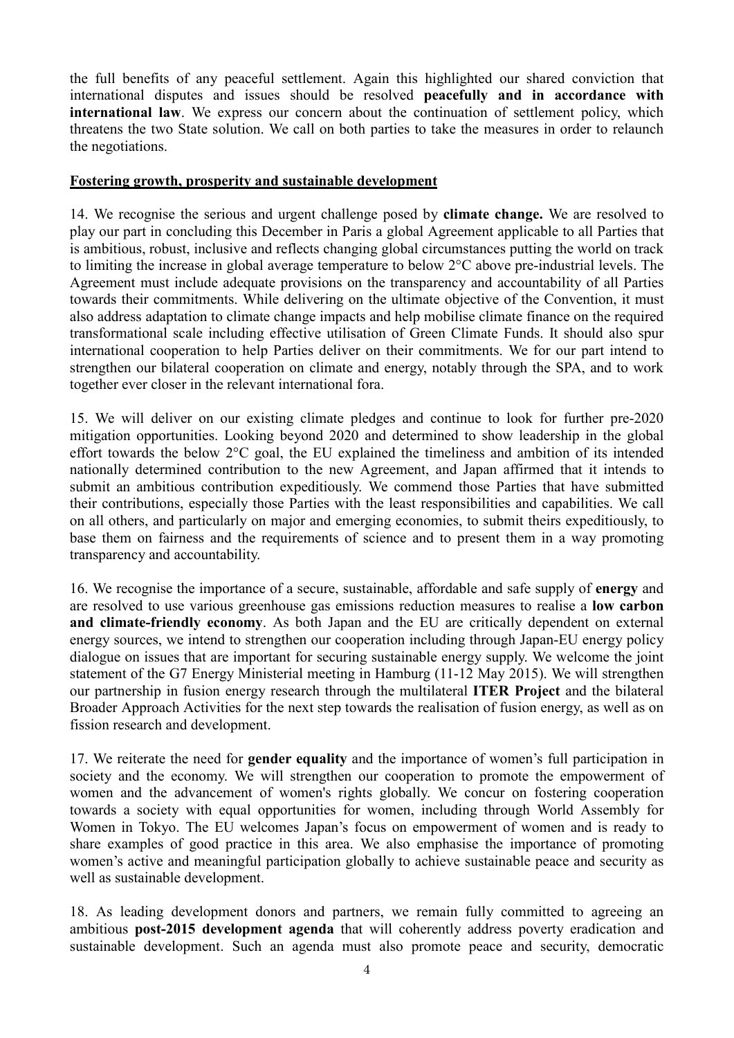the full benefits of any peaceful settlement. Again this highlighted our shared conviction that international disputes and issues should be resolved **peacefully and in accordance with international law**. We express our concern about the continuation of settlement policy, which threatens the two State solution. We call on both parties to take the measures in order to relaunch the negotiations.

## Fostering growth, prosperity and sustainable development

14. We recognise the serious and urgent challenge posed by **climate change.** We are resolved to play our part in concluding this December in Paris a global Agreement applicable to all Parties that is ambitious, robust, inclusive and reflects changing global circumstances putting the world on track to limiting the increase in global average temperature to below 2°C above pre-industrial levels. The Agreement must include adequate provisions on the transparency and accountability of all Parties towards their commitments. While delivering on the ultimate objective of the Convention, it must also address adaptation to climate change impacts and help mobilise climate finance on the required transformational scale including effective utilisation of Green Climate Funds. It should also spur international cooperation to help Parties deliver on their commitments. We for our part intend to strengthen our bilateral cooperation on climate and energy, notably through the SPA, and to work together ever closer in the relevant international fora.

15. We will deliver on our existing climate pledges and continue to look for further pre-2020 mitigation opportunities. Looking beyond 2020 and determined to show leadership in the global effort towards the below 2°C goal, the EU explained the timeliness and ambition of its intended nationally determined contribution to the new Agreement, and Japan affirmed that it intends to submit an ambitious contribution expeditiously. We commend those Parties that have submitted their contributions, especially those Parties with the least responsibilities and capabilities. We call on all others, and particularly on major and emerging economies, to submit theirs expeditiously, to base them on fairness and the requirements of science and to present them in a way promoting transparency and accountability.

16. We recognise the importance of a secure, sustainable, affordable and safe supply of **energy** and are resolved to use various greenhouse gas emissions reduction measures to realise a **low carbon and climate-friendly economy**. As both Japan and the EU are critically dependent on external energy sources, we intend to strengthen our cooperation including through Japan-EU energy policy dialogue on issues that are important for securing sustainable energy supply. We welcome the joint statement of the G7 Energy Ministerial meeting in Hamburg (11-12 May 2015). We will strengthen our partnership in fusion energy research through the multilateral **ITER Project** and the bilateral Broader Approach Activities for the next step towards the realisation of fusion energy, as well as on fission research and development.

17. We reiterate the need for **gender equality** and the importance of women's full participation in society and the economy. We will strengthen our cooperation to promote the empowerment of women and the advancement of women's rights globally. We concur on fostering cooperation towards a society with equal opportunities for women, including through World Assembly for Women in Tokyo. The EU welcomes Japan's focus on empowerment of women and is ready to share examples of good practice in this area. We also emphasise the importance of promoting women's active and meaningful participation globally to achieve sustainable peace and security as well as sustainable development.

18. As leading development donors and partners, we remain fully committed to agreeing an ambitious **post-2015 development agenda** that will coherently address poverty eradication and sustainable development. Such an agenda must also promote peace and security, democratic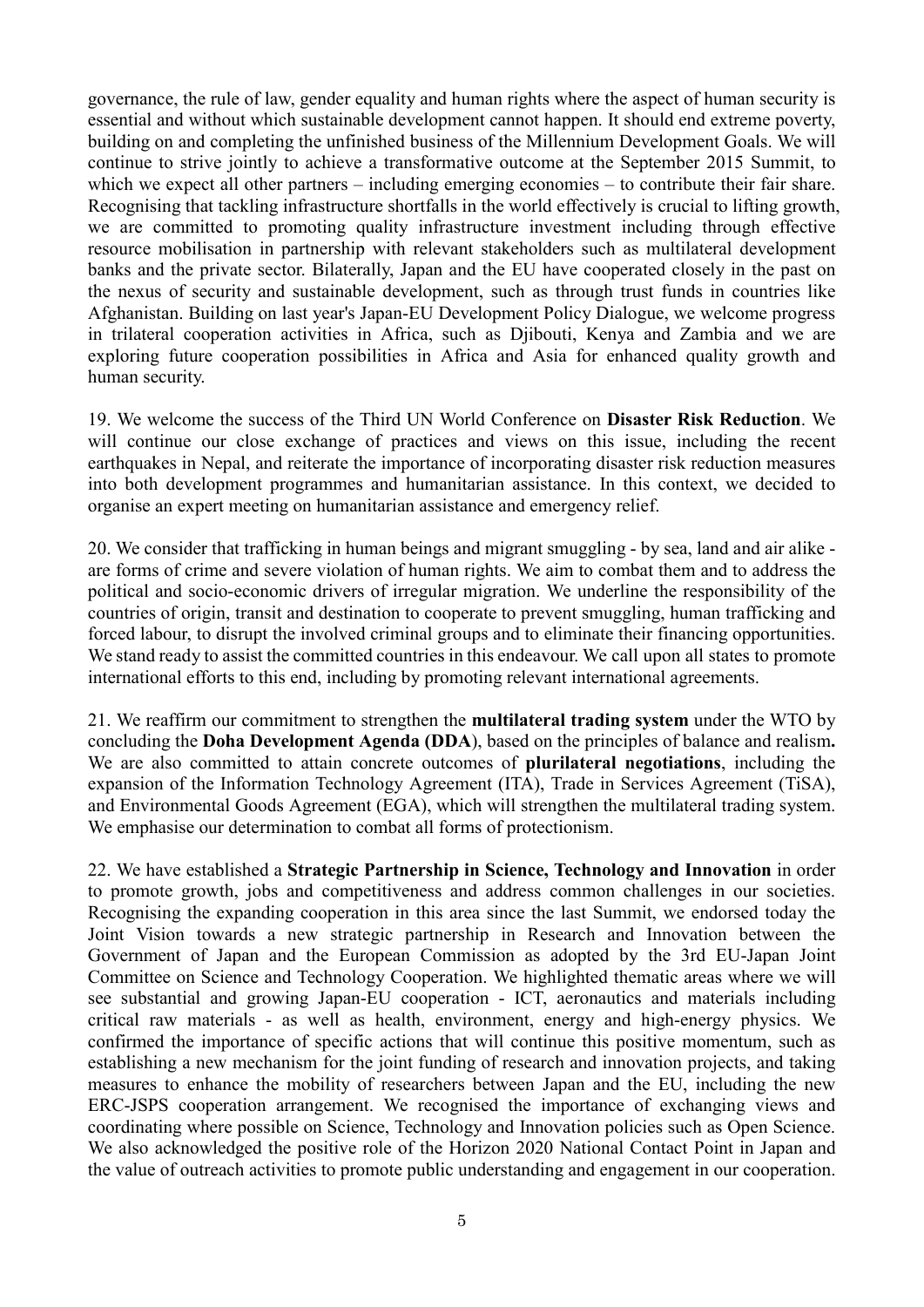governance, the rule of law, gender equality and human rights where the aspect of human security is essential and without which sustainable development cannot happen. It should end extreme poverty, building on and completing the unfinished business of the Millennium Development Goals. We will continue to strive jointly to achieve a transformative outcome at the September 2015 Summit, to which we expect all other partners – including emerging economies – to contribute their fair share. Recognising that tackling infrastructure shortfalls in the world effectively is crucial to lifting growth, we are committed to promoting quality infrastructure investment including through effective resource mobilisation in partnership with relevant stakeholders such as multilateral development banks and the private sector. Bilaterally, Japan and the EU have cooperated closely in the past on the nexus of security and sustainable development, such as through trust funds in countries like Afghanistan. Building on last year's Japan-EU Development Policy Dialogue, we welcome progress in trilateral cooperation activities in Africa, such as Djibouti, Kenya and Zambia and we are exploring future cooperation possibilities in Africa and Asia for enhanced quality growth and human security.

19. We welcome the success of the Third UN World Conference on **Disaster Risk Reduction**. We will continue our close exchange of practices and views on this issue, including the recent earthquakes in Nepal, and reiterate the importance of incorporating disaster risk reduction measures into both development programmes and humanitarian assistance. In this context, we decided to organise an expert meeting on humanitarian assistance and emergency relief.

20. We consider that trafficking in human beings and migrant smuggling - by sea, land and air alike - are forms of crime and severe violation of human rights. We aim to combat them and to address the political and socio-economic drivers of irregular migration. We underline the responsibility of the countries of origin, transit and destination to cooperate to prevent smuggling, human trafficking and forced labour, to disrupt the involved criminal groups and to eliminate their financing opportunities. We stand ready to assist the committed countries in this endeavour. We call upon all states to promote international efforts to this end, including by promoting relevant international agreements.

21. We reaffirm our commitment to strengthen the **multilateral trading system** under the WTO by concluding the **Doha Development Agenda (DDA**), based on the principles of balance and realism**.** We are also committed to attain concrete outcomes of **plurilateral negotiations**, including the expansion of the Information Technology Agreement (ITA), Trade in Services Agreement (TiSA), and Environmental Goods Agreement (EGA), which will strengthen the multilateral trading system. We emphasise our determination to combat all forms of protectionism.

22. We have established a **Strategic Partnership in Science, Technology and Innovation** in order to promote growth, jobs and competitiveness and address common challenges in our societies. Recognising the expanding cooperation in this area since the last Summit, we endorsed today the Joint Vision towards a new strategic partnership in Research and Innovation between the Government of Japan and the European Commission as adopted by the 3rd EU-Japan Joint Committee on Science and Technology Cooperation. We highlighted thematic areas where we will see substantial and growing Japan-EU cooperation - ICT, aeronautics and materials including critical raw materials - as well as health, environment, energy and high-energy physics. We confirmed the importance of specific actions that will continue this positive momentum, such as establishing a new mechanism for the joint funding of research and innovation projects, and taking measures to enhance the mobility of researchers between Japan and the EU, including the new ERC-JSPS cooperation arrangement. We recognised the importance of exchanging views and coordinating where possible on Science, Technology and Innovation policies such as Open Science. We also acknowledged the positive role of the Horizon 2020 National Contact Point in Japan and the value of outreach activities to promote public understanding and engagement in our cooperation.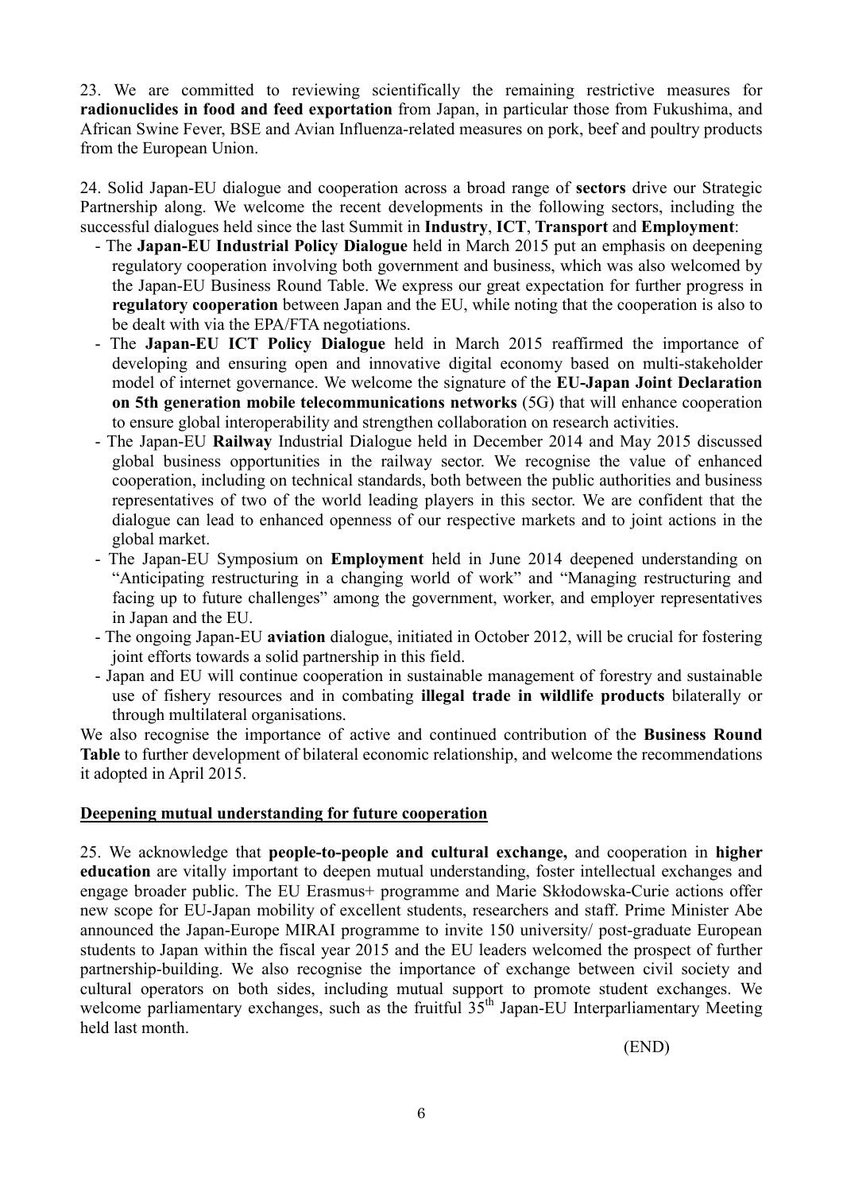23. We are committed to reviewing scientifically the remaining restrictive measures for **radionuclides in food and feed exportation** from Japan, in particular those from Fukushima, and African Swine Fever, BSE and Avian Influenza-related measures on pork, beef and poultry products from the European Union.

24. Solid Japan-EU dialogue and cooperation across a broad range of **sectors** drive our Strategic Partnership along. We welcome the recent developments in the following sectors, including the successful dialogues held since the last Summit in **Industry**, **ICT**, **Transport** and **Employment**:

- The **Japan-EU Industrial Policy Dialogue** held in March 2015 put an emphasis on deepening regulatory cooperation involving both government and business, which was also welcomed by the Japan-EU Business Round Table. We express our great expectation for further progress in **regulatory cooperation** between Japan and the EU, while noting that the cooperation is also to be dealt with via the EPA/FTA negotiations.
- The **Japan-EU ICT Policy Dialogue** held in March 2015 reaffirmed the importance of developing and ensuring open and innovative digital economy based on multi-stakeholder model of internet governance. We welcome the signature of the **EU-Japan Joint Declaration on 5th generation mobile telecommunications networks** (5G) that will enhance cooperation to ensure global interoperability and strengthen collaboration on research activities.
- The Japan-EU **Railway** Industrial Dialogue held in December 2014 and May 2015 discussed global business opportunities in the railway sector. We recognise the value of enhanced cooperation, including on technical standards, both between the public authorities and business representatives of two of the world leading players in this sector. We are confident that the dialogue can lead to enhanced openness of our respective markets and to joint actions in the global market.
- The Japan-EU Symposium on **Employment** held in June 2014 deepened understanding on "Anticipating restructuring in a changing world of work" and "Managing restructuring and facing up to future challenges" among the government, worker, and employer representatives in Japan and the EU.
- The ongoing Japan-EU **aviation** dialogue, initiated in October 2012, will be crucial for fostering joint efforts towards a solid partnership in this field.
- Japan and EU will continue cooperation in sustainable management of forestry and sustainable use of fishery resources and in combating **illegal trade in wildlife products** bilaterally or through multilateral organisations.

We also recognise the importance of active and continued contribution of the **Business Round Table** to further development of bilateral economic relationship, and welcome the recommendations it adopted in April 2015.

## Deepening mutual understanding for future cooperation

25. We acknowledge that **people-to-people and cultural exchange,** and cooperation in **higher education** are vitally important to deepen mutual understanding, foster intellectual exchanges and engage broader public. The EU Erasmus+ programme and Marie Skłodowska-Curie actions offer new scope for EU-Japan mobility of excellent students, researchers and staff. Prime Minister Abe announced the Japan-Europe MIRAI programme to invite 150 university/ post-graduate European students to Japan within the fiscal year 2015 and the EU leaders welcomed the prospect of further partnership-building. We also recognise the importance of exchange between civil society and cultural operators on both sides, including mutual support to promote student exchanges. We welcome parliamentary exchanges, such as the fruitful 35th Japan-EU Interparliamentary Meeting held last month.

(END)